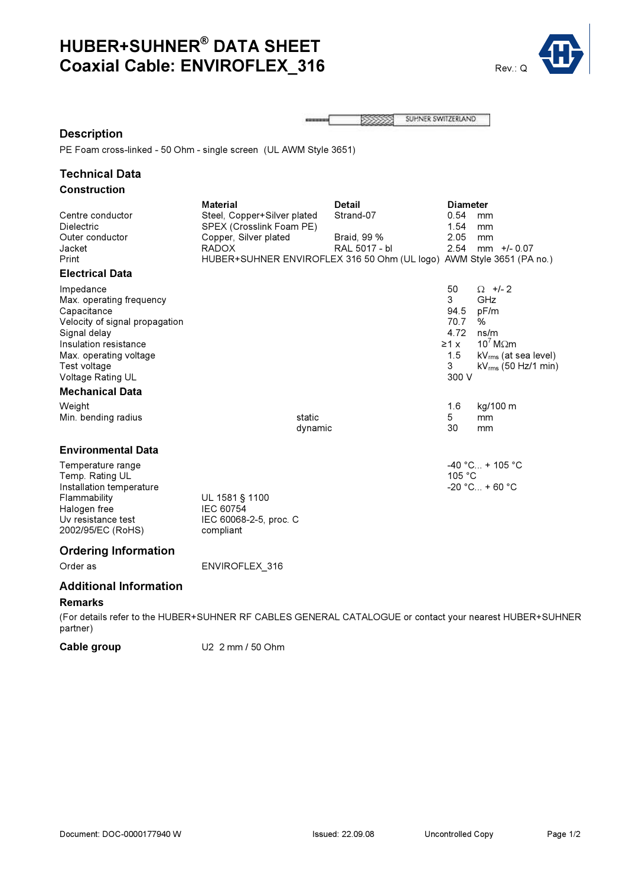# HUBER+SUHNER® DATA SHEET
# Coaxial Cable: ENVIROFLEX_316

Rev.: Q

## Description

PE Foam cross-linked - 50 Ohm - single screen (UL AWM Style 3651)

## Technical Data

### Construction

| | Material | Detail | Diameter |
|---|---|---|---|
| Centre conductor | Steel, Copper+Silver plated | Strand-07 | 0.54 mm |
| Dielectric | SPEX (Crosslink Foam PE) | | 1.54 mm |
| Outer conductor | Copper, Silver plated | Braid, 99 % | 2.05 mm |
| Jacket | RADOX | RAL 5017 - bl | 2.54 mm +/- 0.07 |
| Print | HUBER+SUHNER ENVIROFLEX 316 50 Ohm (UL logo) AWM Style 3651 (PA no.) | | |

### Electrical Data

| | |
|---|---|
| Impedance | 50 Ω +/- 2 |
| Max. operating frequency | 3 GHz |
| Capacitance | 94.5 pF/m |
| Velocity of signal propagation | 70.7 % |
| Signal delay | 4.72 ns/m |
| Insulation resistance | ≥1 x $10^7$ MΩm |
| Max. operating voltage | 1.5 $kV_{rms}$ (at sea level) |
| Test voltage | 3 $kV_{rms}$ (50 Hz/1 min) |
| Voltage Rating UL | 300 V |

### Mechanical Data

| | | |
|---|---|---|
| Weight | | 1.6 kg/100 m |
| Min. bending radius | static | 5 mm |
| | dynamic | 30 mm |

### Environmental Data

| | | |
|---|---|---|
| Temperature range | | -40 °C... + 105 °C |
| Temp. Rating UL | | 105 °C |
| Installation temperature | | -20 °C... + 60 °C |
| Flammability | UL 1581 § 1100 | |
| Halogen free | IEC 60754 | |
| Uv resistance test | IEC 60068-2-5, proc. C | |
| 2002/95/EC (RoHS) | compliant | |

## Ordering Information

Order as ENVIROFLEX_316

## Additional Information

### Remarks

(For details refer to the HUBER+SUHNER RF CABLES GENERAL CATALOGUE or contact your nearest HUBER+SUHNER partner)

**Cable group** U2 2 mm / 50 Ohm

Document: DOC-0000177940 W Issued: 22.09.08 Uncontrolled Copy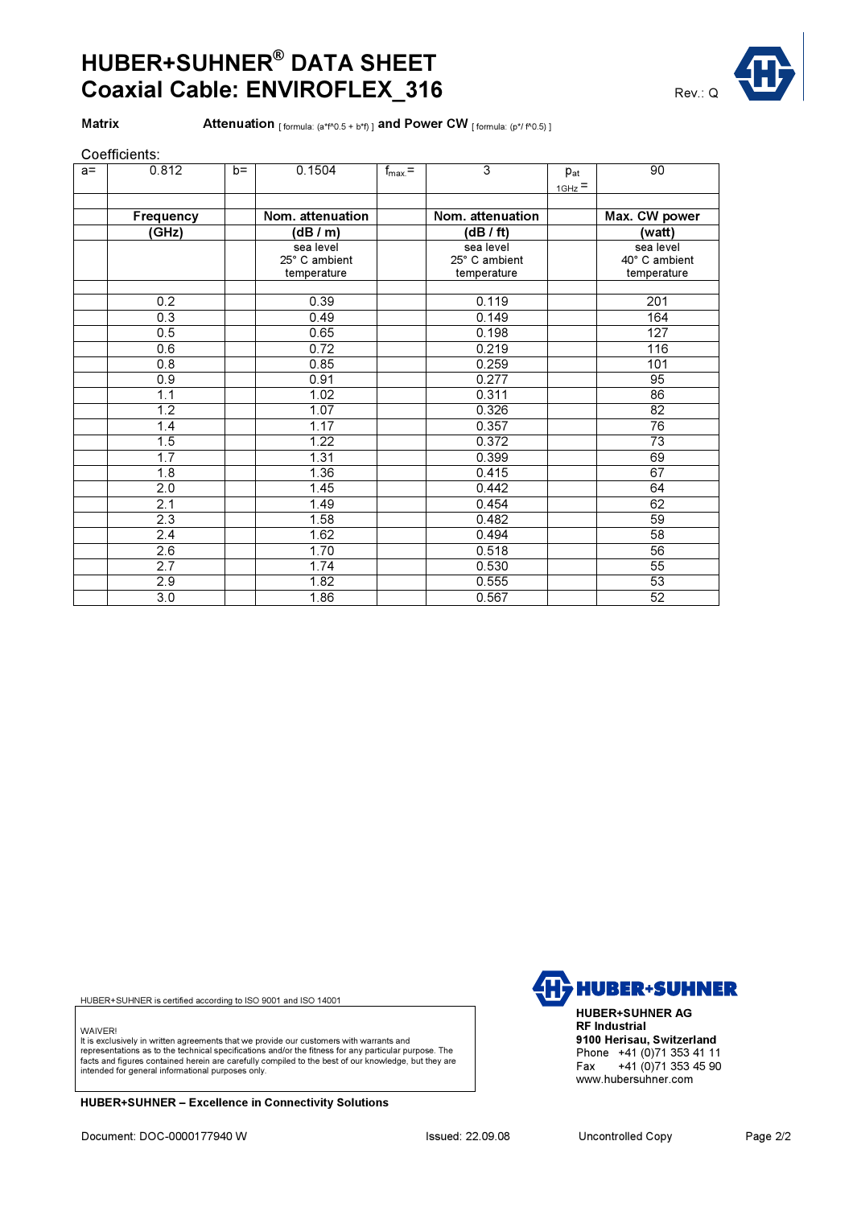# HUBER+SUHNER® DATA SHEET
# Coaxial Cable: ENVIROFLEX_316

Rev.: Q

**Matrix** **Attenuation** [ formula: (a*f^0.5 + b*f) ] **and Power CW** [ formula: (p*/ f^0.5) ]

Coefficients:

| a= | 0.812 | b= | 0.1504 | $f_{max.}$= | 3 | $p_{at\ 1GHz}$ = | 90 |
|---|---|---|---|---|---|---|---|
| | | | | | | | |
| | **Frequency** | | **Nom. attenuation** | | **Nom. attenuation** | | **Max. CW power** |
| | **(GHz)** | | **(dB / m)** | | **(dB / ft)** | | **(watt)** |
| | | | sea level 25° C ambient temperature | | sea level 25° C ambient temperature | | sea level 40° C ambient temperature |
| | | | | | | | |
| | 0.2 | | 0.39 | | 0.119 | | 201 |
| | 0.3 | | 0.49 | | 0.149 | | 164 |
| | 0.5 | | 0.65 | | 0.198 | | 127 |
| | 0.6 | | 0.72 | | 0.219 | | 116 |
| | 0.8 | | 0.85 | | 0.259 | | 101 |
| | 0.9 | | 0.91 | | 0.277 | | 95 |
| | 1.1 | | 1.02 | | 0.311 | | 86 |
| | 1.2 | | 1.07 | | 0.326 | | 82 |
| | 1.4 | | 1.17 | | 0.357 | | 76 |
| | 1.5 | | 1.22 | | 0.372 | | 73 |
| | 1.7 | | 1.31 | | 0.399 | | 69 |
| | 1.8 | | 1.36 | | 0.415 | | 67 |
| | 2.0 | | 1.45 | | 0.442 | | 64 |
| | 2.1 | | 1.49 | | 0.454 | | 62 |
| | 2.3 | | 1.58 | | 0.482 | | 59 |
| | 2.4 | | 1.62 | | 0.494 | | 58 |
| | 2.6 | | 1.70 | | 0.518 | | 56 |
| | 2.7 | | 1.74 | | 0.530 | | 55 |
| | 2.9 | | 1.82 | | 0.555 | | 53 |
| | 3.0 | | 1.86 | | 0.567 | | 52 |

HUBER+SUHNER is certified according to ISO 9001 and ISO 14001

WAIVER!
It is exclusively in written agreements that we provide our customers with warrants and representations as to the technical specifications and/or the fitness for any particular purpose. The facts and figures contained herein are carefully compiled to the best of our knowledge, but they are intended for general informational purposes only.

**HUBER+SUHNER – Excellence in Connectivity Solutions**

**HUBER+SUHNER AG**
**RF Industrial**
**9100 Herisau, Switzerland**
Phone +41 (0)71 353 41 11
Fax +41 (0)71 353 45 90
www.hubersuhner.com

Document: DOC-0000177940 W Issued: 22.09.08 Uncontrolled Copy